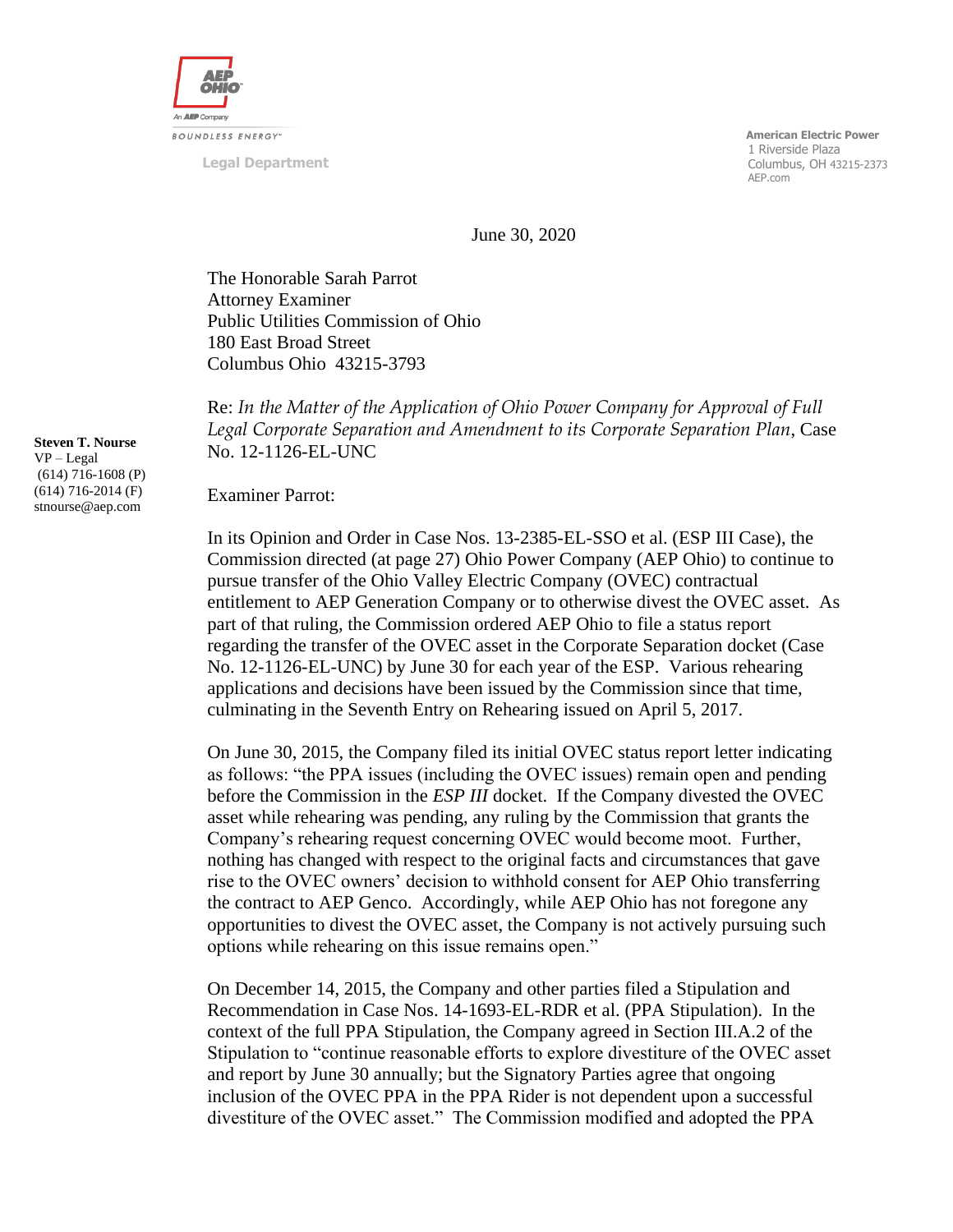AEP OHIO

An AEP Company

BOUNDLESS ENERGY™

Legal Department

**American Electric Power**
1 Riverside Plaza
Columbus, OH 43215-2373
AEP.com

June 30, 2020

The Honorable Sarah Parrot
Attorney Examiner
Public Utilities Commission of Ohio
180 East Broad Street
Columbus Ohio 43215-3793

**Steven T. Nourse**
VP – Legal
(614) 716-1608 (P)
(614) 716-2014 (F)
stnourse@aep.com

Re: *In the Matter of the Application of Ohio Power Company for Approval of Full Legal Corporate Separation and Amendment to its Corporate Separation Plan*, Case No. 12-1126-EL-UNC

Examiner Parrot:

In its Opinion and Order in Case Nos. 13-2385-EL-SSO et al. (ESP III Case), the Commission directed (at page 27) Ohio Power Company (AEP Ohio) to continue to pursue transfer of the Ohio Valley Electric Company (OVEC) contractual entitlement to AEP Generation Company or to otherwise divest the OVEC asset. As part of that ruling, the Commission ordered AEP Ohio to file a status report regarding the transfer of the OVEC asset in the Corporate Separation docket (Case No. 12-1126-EL-UNC) by June 30 for each year of the ESP. Various rehearing applications and decisions have been issued by the Commission since that time, culminating in the Seventh Entry on Rehearing issued on April 5, 2017.

On June 30, 2015, the Company filed its initial OVEC status report letter indicating as follows: "the PPA issues (including the OVEC issues) remain open and pending before the Commission in the *ESP III* docket. If the Company divested the OVEC asset while rehearing was pending, any ruling by the Commission that grants the Company's rehearing request concerning OVEC would become moot. Further, nothing has changed with respect to the original facts and circumstances that gave rise to the OVEC owners' decision to withhold consent for AEP Ohio transferring the contract to AEP Genco. Accordingly, while AEP Ohio has not foregone any opportunities to divest the OVEC asset, the Company is not actively pursuing such options while rehearing on this issue remains open."

On December 14, 2015, the Company and other parties filed a Stipulation and Recommendation in Case Nos. 14-1693-EL-RDR et al. (PPA Stipulation). In the context of the full PPA Stipulation, the Company agreed in Section III.A.2 of the Stipulation to "continue reasonable efforts to explore divestiture of the OVEC asset and report by June 30 annually; but the Signatory Parties agree that ongoing inclusion of the OVEC PPA in the PPA Rider is not dependent upon a successful divestiture of the OVEC asset." The Commission modified and adopted the PPA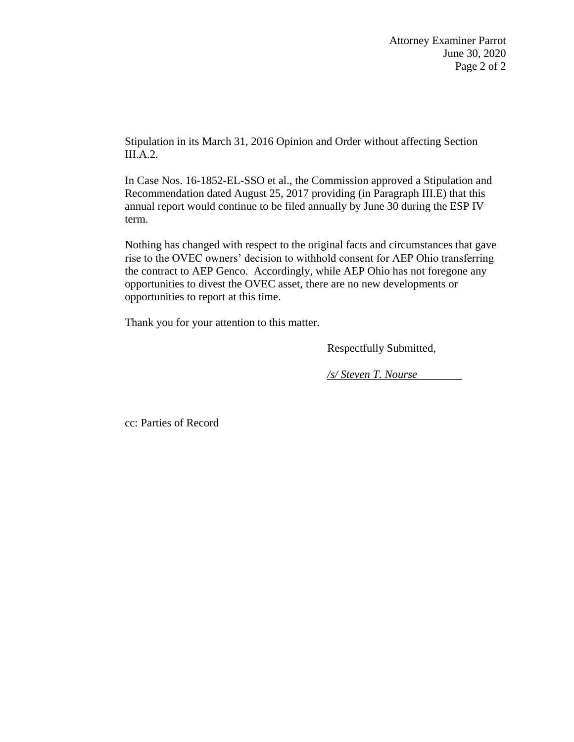Stipulation in its March 31, 2016 Opinion and Order without affecting Section III.A.2.

In Case Nos. 16-1852-EL-SSO et al., the Commission approved a Stipulation and Recommendation dated August 25, 2017 providing (in Paragraph III.E) that this annual report would continue to be filed annually by June 30 during the ESP IV term.

Nothing has changed with respect to the original facts and circumstances that gave rise to the OVEC owners' decision to withhold consent for AEP Ohio transferring the contract to AEP Genco. Accordingly, while AEP Ohio has not foregone any opportunities to divest the OVEC asset, there are no new developments or opportunities to report at this time.

Thank you for your attention to this matter.

Respectfully Submitted,

*/s/ Steven T. Nourse*

cc: Parties of Record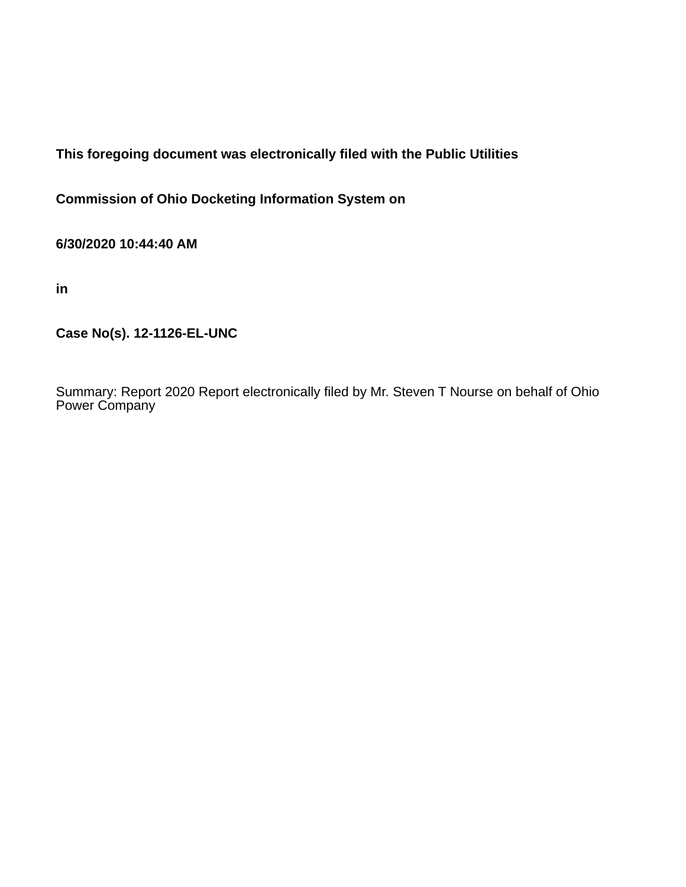**This foregoing document was electronically filed with the Public Utilities**

**Commission of Ohio Docketing Information System on**

**6/30/2020 10:44:40 AM**

**in**

**Case No(s). 12-1126-EL-UNC**

Summary: Report 2020 Report electronically filed by Mr. Steven T Nourse on behalf of Ohio Power Company